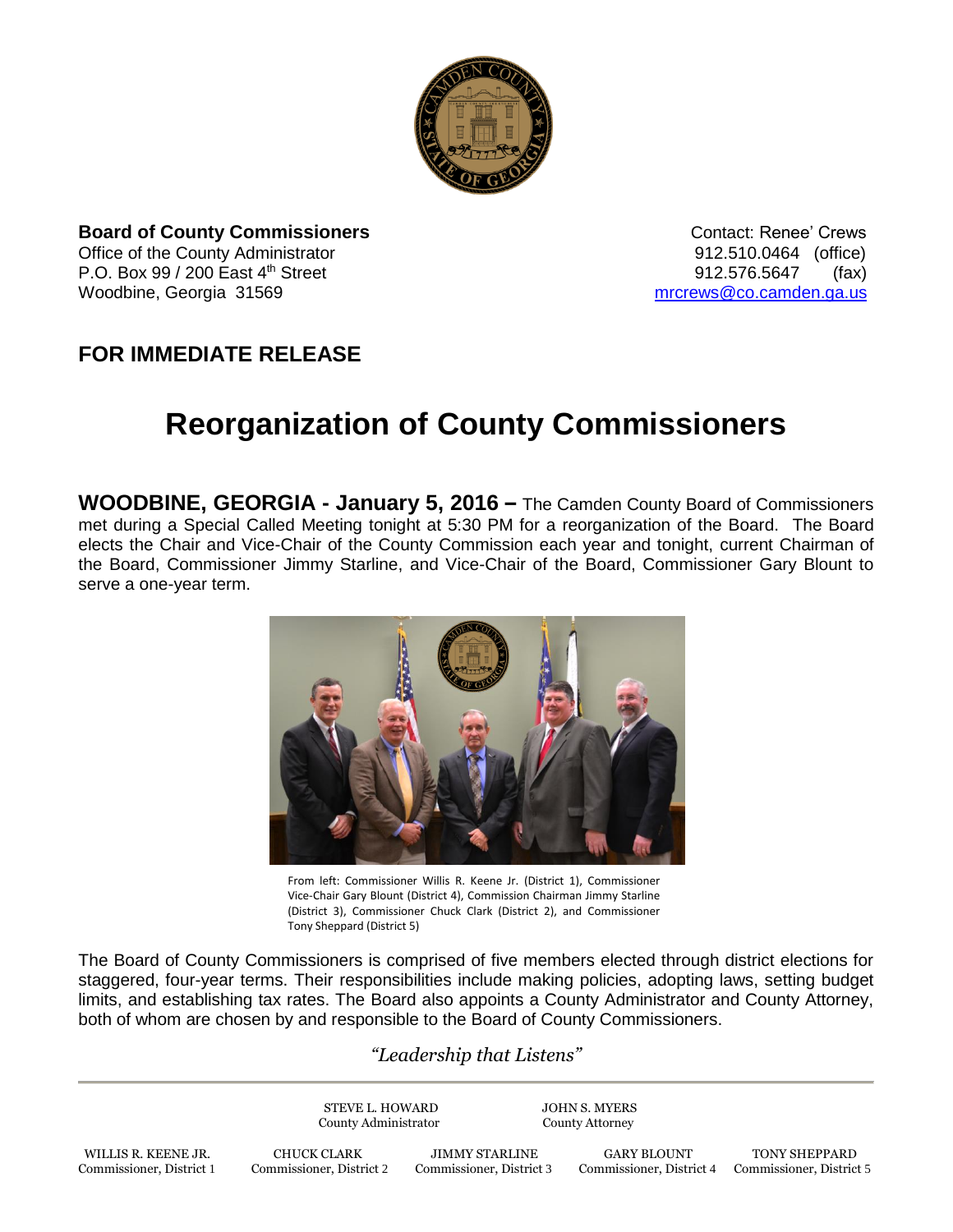**Board of County Commissioners**
Office of the County Administrator
P.O. Box 99 / 200 East 4th Street
Woodbine, Georgia 31569

Contact: Renee' Crews
912.510.0464 (office)
912.576.5647 (fax)
mrcrews@co.camden.ga.us

## FOR IMMEDIATE RELEASE

# Reorganization of County Commissioners

**WOODBINE, GEORGIA - January 5, 2016 –** The Camden County Board of Commissioners met during a Special Called Meeting tonight at 5:30 PM for a reorganization of the Board. The Board elects the Chair and Vice-Chair of the County Commission each year and tonight, current Chairman of the Board, Commissioner Jimmy Starline, and Vice-Chair of the Board, Commissioner Gary Blount to serve a one-year term.

From left: Commissioner Willis R. Keene Jr. (District 1), Commissioner Vice-Chair Gary Blount (District 4), Commission Chairman Jimmy Starline (District 3), Commissioner Chuck Clark (District 2), and Commissioner Tony Sheppard (District 5)

The Board of County Commissioners is comprised of five members elected through district elections for staggered, four-year terms. Their responsibilities include making policies, adopting laws, setting budget limits, and establishing tax rates. The Board also appoints a County Administrator and County Attorney, both of whom are chosen by and responsible to the Board of County Commissioners.

*"Leadership that Listens"*

---

STEVE L. HOWARD
County Administrator

JOHN S. MYERS
County Attorney

WILLIS R. KEENE JR.
Commissioner, District 1

CHUCK CLARK
Commissioner, District 2

JIMMY STARLINE
Commissioner, District 3

GARY BLOUNT
Commissioner, District 4

TONY SHEPPARD
Commissioner, District 5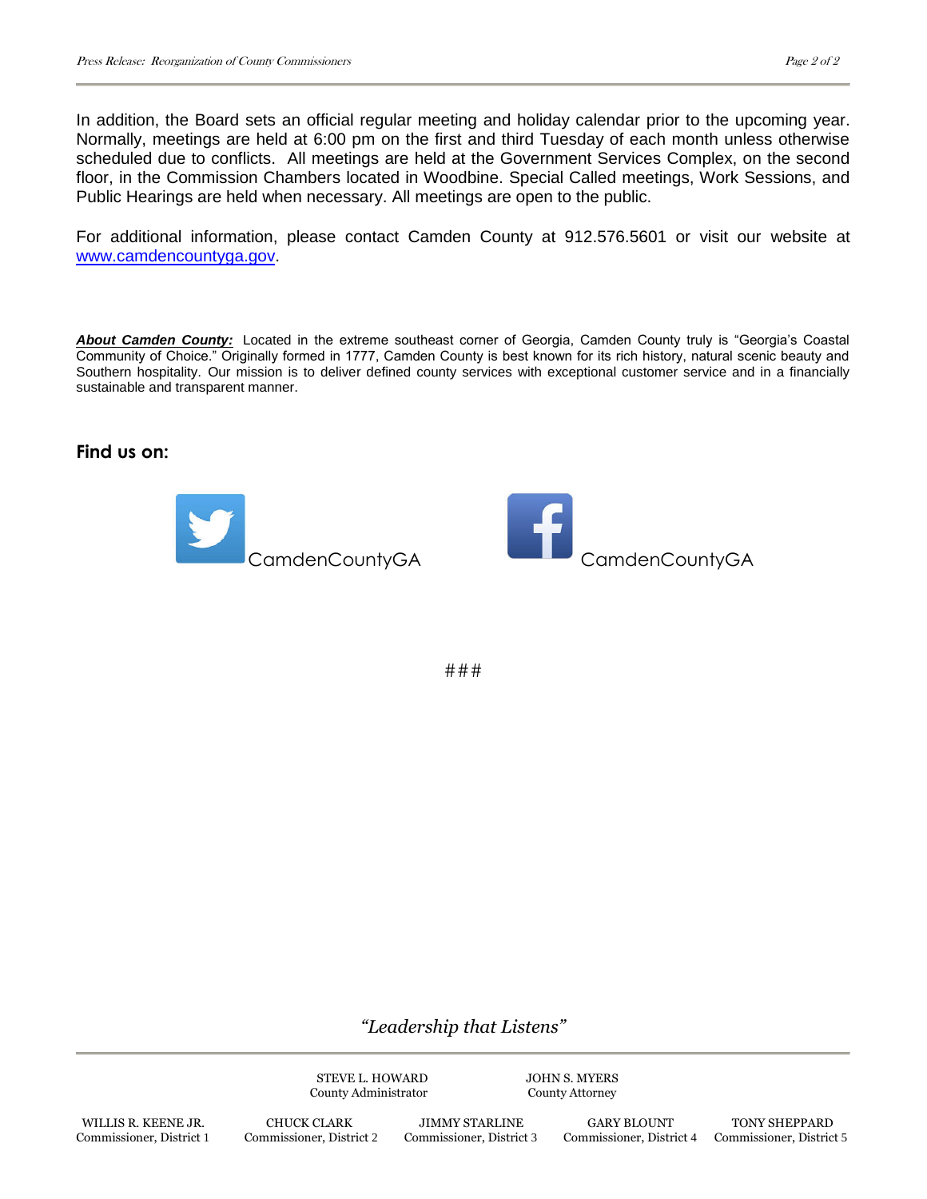In addition, the Board sets an official regular meeting and holiday calendar prior to the upcoming year. Normally, meetings are held at 6:00 pm on the first and third Tuesday of each month unless otherwise scheduled due to conflicts. All meetings are held at the Government Services Complex, on the second floor, in the Commission Chambers located in Woodbine. Special Called meetings, Work Sessions, and Public Hearings are held when necessary. All meetings are open to the public.

For additional information, please contact Camden County at 912.576.5601 or visit our website at [www.camdencountyga.gov](http://www.camdencountyga.gov).

***About Camden County:*** Located in the extreme southeast corner of Georgia, Camden County truly is "Georgia's Coastal Community of Choice." Originally formed in 1777, Camden County is best known for its rich history, natural scenic beauty and Southern hospitality. Our mission is to deliver defined county services with exceptional customer service and in a financially sustainable and transparent manner.

**Find us on:**

CamdenCountyGA

CamdenCountyGA

###

*"Leadership that Listens"*

STEVE L. HOWARD
County Administrator

JOHN S. MYERS
County Attorney

WILLIS R. KEENE JR.
Commissioner, District 1

CHUCK CLARK
Commissioner, District 2

JIMMY STARLINE
Commissioner, District 3

GARY BLOUNT
Commissioner, District 4

TONY SHEPPARD
Commissioner, District 5